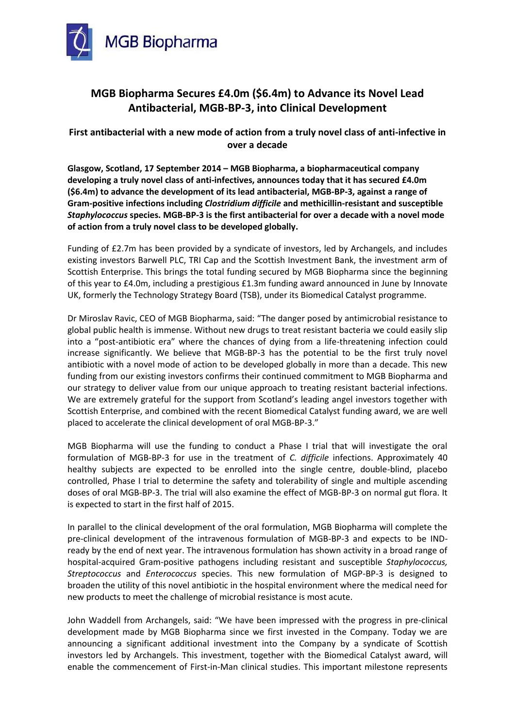MGB Biopharma

# MGB Biopharma Secures £4.0m ($6.4m) to Advance its Novel Lead Antibacterial, MGB-BP-3, into Clinical Development

## First antibacterial with a new mode of action from a truly novel class of anti-infective in over a decade

**Glasgow, Scotland, 17 September 2014 – MGB Biopharma, a biopharmaceutical company developing a truly novel class of anti-infectives, announces today that it has secured £4.0m ($6.4m) to advance the development of its lead antibacterial, MGB-BP-3, against a range of Gram-positive infections including *Clostridium difficile* and methicillin-resistant and susceptible *Staphylococcus* species. MGB-BP-3 is the first antibacterial for over a decade with a novel mode of action from a truly novel class to be developed globally.**

Funding of £2.7m has been provided by a syndicate of investors, led by Archangels, and includes existing investors Barwell PLC, TRI Cap and the Scottish Investment Bank, the investment arm of Scottish Enterprise. This brings the total funding secured by MGB Biopharma since the beginning of this year to £4.0m, including a prestigious £1.3m funding award announced in June by Innovate UK, formerly the Technology Strategy Board (TSB), under its Biomedical Catalyst programme.

Dr Miroslav Ravic, CEO of MGB Biopharma, said: "The danger posed by antimicrobial resistance to global public health is immense. Without new drugs to treat resistant bacteria we could easily slip into a "post-antibiotic era" where the chances of dying from a life-threatening infection could increase significantly. We believe that MGB-BP-3 has the potential to be the first truly novel antibiotic with a novel mode of action to be developed globally in more than a decade. This new funding from our existing investors confirms their continued commitment to MGB Biopharma and our strategy to deliver value from our unique approach to treating resistant bacterial infections. We are extremely grateful for the support from Scotland's leading angel investors together with Scottish Enterprise, and combined with the recent Biomedical Catalyst funding award, we are well placed to accelerate the clinical development of oral MGB-BP-3."

MGB Biopharma will use the funding to conduct a Phase I trial that will investigate the oral formulation of MGB-BP-3 for use in the treatment of *C. difficile* infections. Approximately 40 healthy subjects are expected to be enrolled into the single centre, double-blind, placebo controlled, Phase I trial to determine the safety and tolerability of single and multiple ascending doses of oral MGB-BP-3. The trial will also examine the effect of MGB-BP-3 on normal gut flora. It is expected to start in the first half of 2015.

In parallel to the clinical development of the oral formulation, MGB Biopharma will complete the pre-clinical development of the intravenous formulation of MGB-BP-3 and expects to be IND-ready by the end of next year. The intravenous formulation has shown activity in a broad range of hospital-acquired Gram-positive pathogens including resistant and susceptible *Staphylococcus, Streptococcus* and *Enterococcus* species. This new formulation of MGP-BP-3 is designed to broaden the utility of this novel antibiotic in the hospital environment where the medical need for new products to meet the challenge of microbial resistance is most acute.

John Waddell from Archangels, said: "We have been impressed with the progress in pre-clinical development made by MGB Biopharma since we first invested in the Company. Today we are announcing a significant additional investment into the Company by a syndicate of Scottish investors led by Archangels. This investment, together with the Biomedical Catalyst award, will enable the commencement of First-in-Man clinical studies. This important milestone represents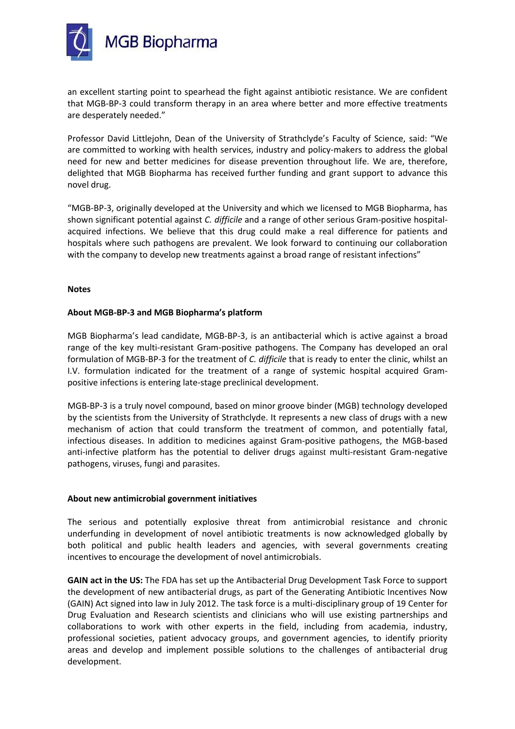an excellent starting point to spearhead the fight against antibiotic resistance. We are confident that MGB-BP-3 could transform therapy in an area where better and more effective treatments are desperately needed."

Professor David Littlejohn, Dean of the University of Strathclyde's Faculty of Science, said: "We are committed to working with health services, industry and policy-makers to address the global need for new and better medicines for disease prevention throughout life. We are, therefore, delighted that MGB Biopharma has received further funding and grant support to advance this novel drug.

"MGB-BP-3, originally developed at the University and which we licensed to MGB Biopharma, has shown significant potential against *C. difficile* and a range of other serious Gram-positive hospital-acquired infections. We believe that this drug could make a real difference for patients and hospitals where such pathogens are prevalent. We look forward to continuing our collaboration with the company to develop new treatments against a broad range of resistant infections"

**Notes**

**About MGB-BP-3 and MGB Biopharma's platform**

MGB Biopharma's lead candidate, MGB-BP-3, is an antibacterial which is active against a broad range of the key multi-resistant Gram-positive pathogens. The Company has developed an oral formulation of MGB-BP-3 for the treatment of *C. difficile* that is ready to enter the clinic, whilst an I.V. formulation indicated for the treatment of a range of systemic hospital acquired Gram-positive infections is entering late-stage preclinical development.

MGB-BP-3 is a truly novel compound, based on minor groove binder (MGB) technology developed by the scientists from the University of Strathclyde. It represents a new class of drugs with a new mechanism of action that could transform the treatment of common, and potentially fatal, infectious diseases. In addition to medicines against Gram-positive pathogens, the MGB-based anti-infective platform has the potential to deliver drugs against multi-resistant Gram-negative pathogens, viruses, fungi and parasites.

**About new antimicrobial government initiatives**

The serious and potentially explosive threat from antimicrobial resistance and chronic underfunding in development of novel antibiotic treatments is now acknowledged globally by both political and public health leaders and agencies, with several governments creating incentives to encourage the development of novel antimicrobials.

**GAIN act in the US:** The FDA has set up the Antibacterial Drug Development Task Force to support the development of new antibacterial drugs, as part of the Generating Antibiotic Incentives Now (GAIN) Act signed into law in July 2012. The task force is a multi-disciplinary group of 19 Center for Drug Evaluation and Research scientists and clinicians who will use existing partnerships and collaborations to work with other experts in the field, including from academia, industry, professional societies, patient advocacy groups, and government agencies, to identify priority areas and develop and implement possible solutions to the challenges of antibacterial drug development.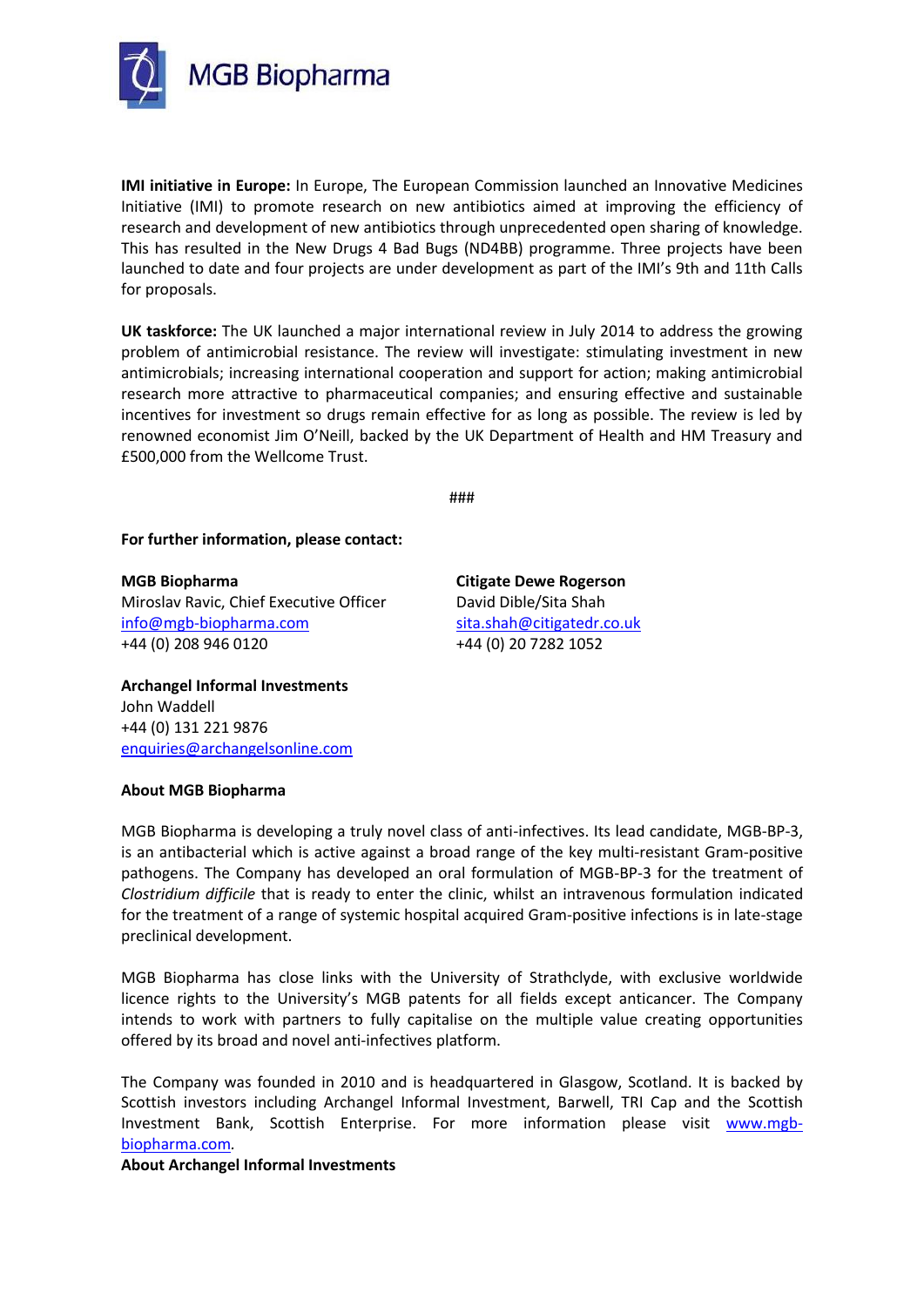**IMI initiative in Europe:** In Europe, The European Commission launched an Innovative Medicines Initiative (IMI) to promote research on new antibiotics aimed at improving the efficiency of research and development of new antibiotics through unprecedented open sharing of knowledge. This has resulted in the New Drugs 4 Bad Bugs (ND4BB) programme. Three projects have been launched to date and four projects are under development as part of the IMI's 9th and 11th Calls for proposals.

**UK taskforce:** The UK launched a major international review in July 2014 to address the growing problem of antimicrobial resistance. The review will investigate: stimulating investment in new antimicrobials; increasing international cooperation and support for action; making antimicrobial research more attractive to pharmaceutical companies; and ensuring effective and sustainable incentives for investment so drugs remain effective for as long as possible. The review is led by renowned economist Jim O'Neill, backed by the UK Department of Health and HM Treasury and £500,000 from the Wellcome Trust.

###

**For further information, please contact:**

**MGB Biopharma**
Miroslav Ravic, Chief Executive Officer
info@mgb-biopharma.com
+44 (0) 208 946 0120

**Citigate Dewe Rogerson**
David Dible/Sita Shah
sita.shah@citigatedr.co.uk
+44 (0) 20 7282 1052

**Archangel Informal Investments**
John Waddell
+44 (0) 131 221 9876
enquiries@archangelsonline.com

**About MGB Biopharma**

MGB Biopharma is developing a truly novel class of anti-infectives. Its lead candidate, MGB-BP-3, is an antibacterial which is active against a broad range of the key multi-resistant Gram-positive pathogens. The Company has developed an oral formulation of MGB-BP-3 for the treatment of *Clostridium difficile* that is ready to enter the clinic, whilst an intravenous formulation indicated for the treatment of a range of systemic hospital acquired Gram-positive infections is in late-stage preclinical development.

MGB Biopharma has close links with the University of Strathclyde, with exclusive worldwide licence rights to the University's MGB patents for all fields except anticancer. The Company intends to work with partners to fully capitalise on the multiple value creating opportunities offered by its broad and novel anti-infectives platform.

The Company was founded in 2010 and is headquartered in Glasgow, Scotland. It is backed by Scottish investors including Archangel Informal Investment, Barwell, TRI Cap and the Scottish Investment Bank, Scottish Enterprise. For more information please visit www.mgb-biopharma.com.

**About Archangel Informal Investments**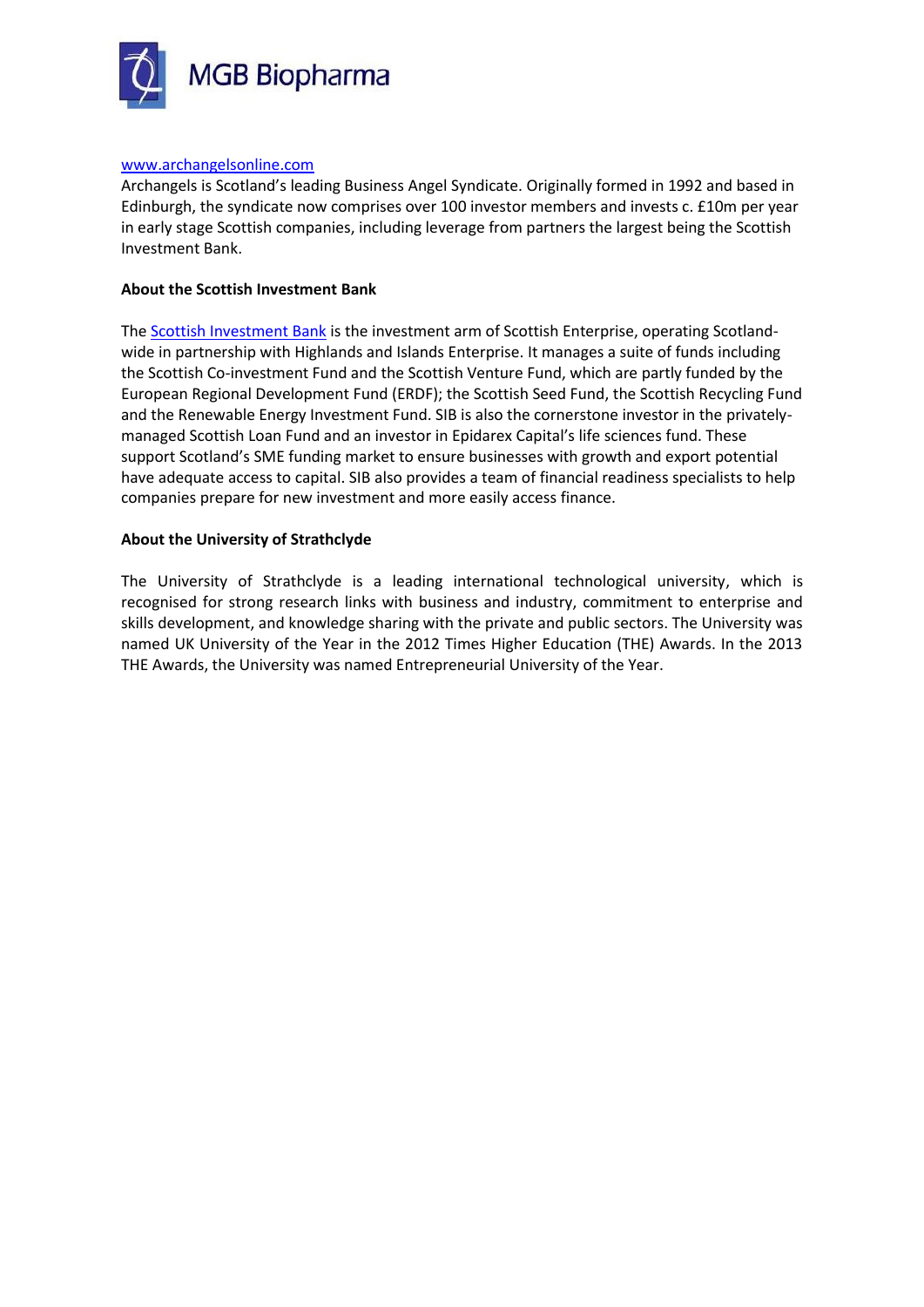[www.archangelsonline.com](http://www.archangelsonline.com)
Archangels is Scotland's leading Business Angel Syndicate. Originally formed in 1992 and based in Edinburgh, the syndicate now comprises over 100 investor members and invests c. £10m per year in early stage Scottish companies, including leverage from partners the largest being the Scottish Investment Bank.

**About the Scottish Investment Bank**

The Scottish Investment Bank is the investment arm of Scottish Enterprise, operating Scotland-wide in partnership with Highlands and Islands Enterprise. It manages a suite of funds including the Scottish Co-investment Fund and the Scottish Venture Fund, which are partly funded by the European Regional Development Fund (ERDF); the Scottish Seed Fund, the Scottish Recycling Fund and the Renewable Energy Investment Fund. SIB is also the cornerstone investor in the privately-managed Scottish Loan Fund and an investor in Epidarex Capital's life sciences fund. These support Scotland's SME funding market to ensure businesses with growth and export potential have adequate access to capital. SIB also provides a team of financial readiness specialists to help companies prepare for new investment and more easily access finance.

**About the University of Strathclyde**

The University of Strathclyde is a leading international technological university, which is recognised for strong research links with business and industry, commitment to enterprise and skills development, and knowledge sharing with the private and public sectors. The University was named UK University of the Year in the 2012 Times Higher Education (THE) Awards. In the 2013 THE Awards, the University was named Entrepreneurial University of the Year.